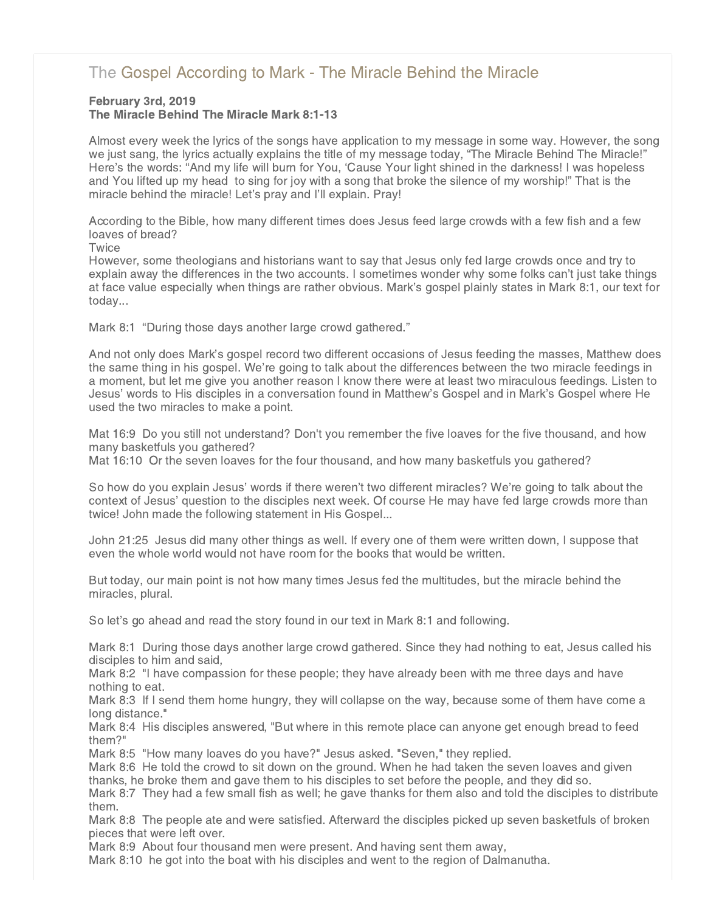# The Gospel According to Mark - The Miracle Behind the Miracle

**February 3rd, 2019**
**The Miracle Behind The Miracle Mark 8:1-13**

Almost every week the lyrics of the songs have application to my message in some way. However, the song we just sang, the lyrics actually explains the title of my message today, "The Miracle Behind The Miracle!" Here's the words: "And my life will burn for You, 'Cause Your light shined in the darkness! I was hopeless and You lifted up my head to sing for joy with a song that broke the silence of my worship!" That is the miracle behind the miracle! Let's pray and I'll explain. Pray!

According to the Bible, how many different times does Jesus feed large crowds with a few fish and a few loaves of bread?
Twice
However, some theologians and historians want to say that Jesus only fed large crowds once and try to explain away the differences in the two accounts. I sometimes wonder why some folks can't just take things at face value especially when things are rather obvious. Mark's gospel plainly states in Mark 8:1, our text for today...

Mark 8:1 "During those days another large crowd gathered."

And not only does Mark's gospel record two different occasions of Jesus feeding the masses, Matthew does the same thing in his gospel. We're going to talk about the differences between the two miracle feedings in a moment, but let me give you another reason I know there were at least two miraculous feedings. Listen to Jesus' words to His disciples in a conversation found in Matthew's Gospel and in Mark's Gospel where He used the two miracles to make a point.

Mat 16:9 Do you still not understand? Don't you remember the five loaves for the five thousand, and how many basketfuls you gathered?
Mat 16:10 Or the seven loaves for the four thousand, and how many basketfuls you gathered?

So how do you explain Jesus' words if there weren't two different miracles? We're going to talk about the context of Jesus' question to the disciples next week. Of course He may have fed large crowds more than twice! John made the following statement in His Gospel...

John 21:25 Jesus did many other things as well. If every one of them were written down, I suppose that even the whole world would not have room for the books that would be written.

But today, our main point is not how many times Jesus fed the multitudes, but the miracle behind the miracles, plural.

So let's go ahead and read the story found in our text in Mark 8:1 and following.

Mark 8:1 During those days another large crowd gathered. Since they had nothing to eat, Jesus called his disciples to him and said,
Mark 8:2 "I have compassion for these people; they have already been with me three days and have nothing to eat.
Mark 8:3 If I send them home hungry, they will collapse on the way, because some of them have come a long distance."
Mark 8:4 His disciples answered, "But where in this remote place can anyone get enough bread to feed them?"
Mark 8:5 "How many loaves do you have?" Jesus asked. "Seven," they replied.
Mark 8:6 He told the crowd to sit down on the ground. When he had taken the seven loaves and given thanks, he broke them and gave them to his disciples to set before the people, and they did so.
Mark 8:7 They had a few small fish as well; he gave thanks for them also and told the disciples to distribute them.
Mark 8:8 The people ate and were satisfied. Afterward the disciples picked up seven basketfuls of broken pieces that were left over.
Mark 8:9 About four thousand men were present. And having sent them away,
Mark 8:10 he got into the boat with his disciples and went to the region of Dalmanutha.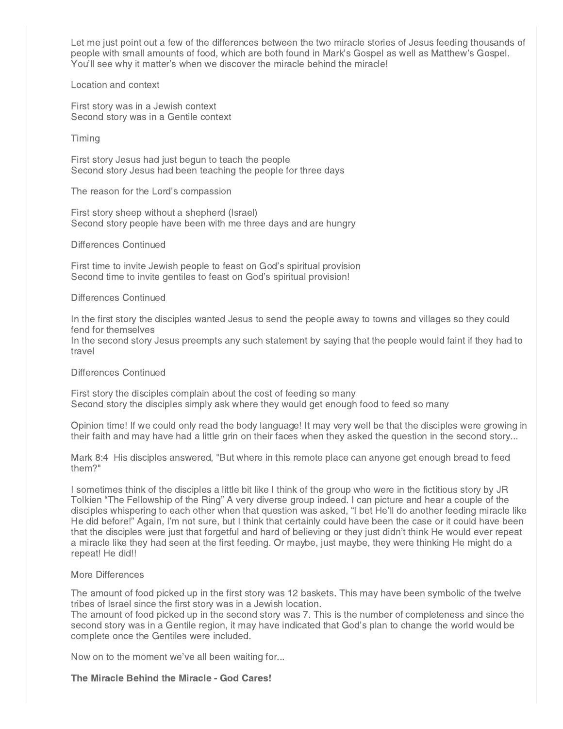Let me just point out a few of the differences between the two miracle stories of Jesus feeding thousands of people with small amounts of food, which are both found in Mark's Gospel as well as Matthew's Gospel. You'll see why it matter's when we discover the miracle behind the miracle!

Location and context

First story was in a Jewish context
Second story was in a Gentile context

Timing

First story Jesus had just begun to teach the people
Second story Jesus had been teaching the people for three days

The reason for the Lord's compassion

First story sheep without a shepherd (Israel)
Second story people have been with me three days and are hungry

Differences Continued

First time to invite Jewish people to feast on God's spiritual provision
Second time to invite gentiles to feast on God's spiritual provision!

Differences Continued

In the first story the disciples wanted Jesus to send the people away to towns and villages so they could fend for themselves
In the second story Jesus preempts any such statement by saying that the people would faint if they had to travel

Differences Continued

First story the disciples complain about the cost of feeding so many
Second story the disciples simply ask where they would get enough food to feed so many

Opinion time! If we could only read the body language! It may very well be that the disciples were growing in their faith and may have had a little grin on their faces when they asked the question in the second story...

Mark 8:4 His disciples answered, "But where in this remote place can anyone get enough bread to feed them?"

I sometimes think of the disciples a little bit like I think of the group who were in the fictitious story by JR Tolkien "The Fellowship of the Ring" A very diverse group indeed. I can picture and hear a couple of the disciples whispering to each other when that question was asked, "I bet He'll do another feeding miracle like He did before!" Again, I'm not sure, but I think that certainly could have been the case or it could have been that the disciples were just that forgetful and hard of believing or they just didn't think He would ever repeat a miracle like they had seen at the first feeding. Or maybe, just maybe, they were thinking He might do a repeat! He did!!

More Differences

The amount of food picked up in the first story was 12 baskets. This may have been symbolic of the twelve tribes of Israel since the first story was in a Jewish location.
The amount of food picked up in the second story was 7. This is the number of completeness and since the second story was in a Gentile region, it may have indicated that God's plan to change the world would be complete once the Gentiles were included.

Now on to the moment we've all been waiting for...

**The Miracle Behind the Miracle - God Cares!**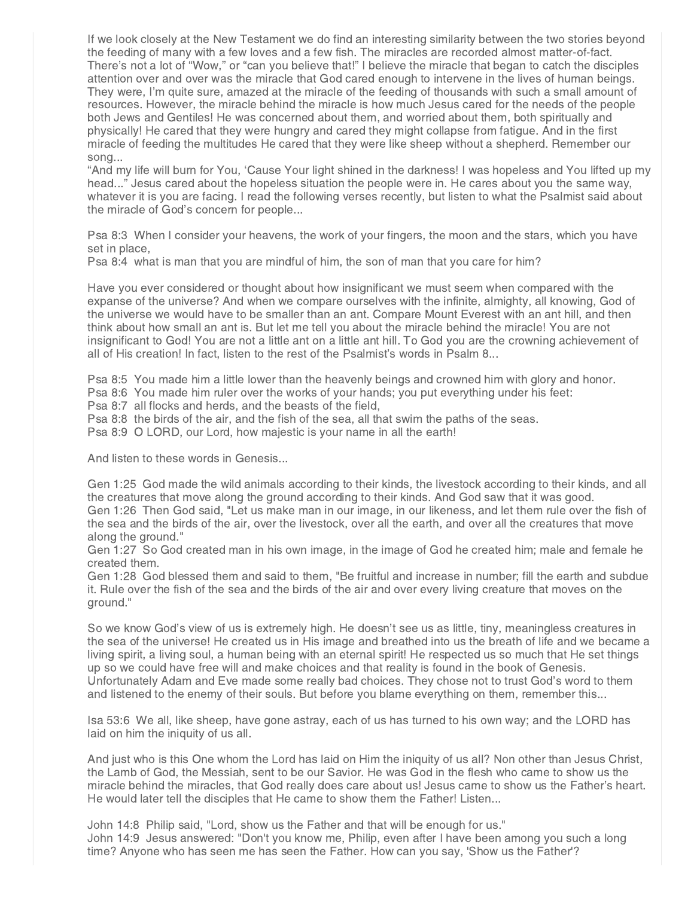If we look closely at the New Testament we do find an interesting similarity between the two stories beyond the feeding of many with a few loves and a few fish. The miracles are recorded almost matter-of-fact. There's not a lot of "Wow," or "can you believe that!" I believe the miracle that began to catch the disciples attention over and over was the miracle that God cared enough to intervene in the lives of human beings. They were, I'm quite sure, amazed at the miracle of the feeding of thousands with such a small amount of resources. However, the miracle behind the miracle is how much Jesus cared for the needs of the people both Jews and Gentiles! He was concerned about them, and worried about them, both spiritually and physically! He cared that they were hungry and cared they might collapse from fatigue. And in the first miracle of feeding the multitudes He cared that they were like sheep without a shepherd. Remember our song...

"And my life will burn for You, 'Cause Your light shined in the darkness! I was hopeless and You lifted up my head..." Jesus cared about the hopeless situation the people were in. He cares about you the same way, whatever it is you are facing. I read the following verses recently, but listen to what the Psalmist said about the miracle of God's concern for people...

Psa 8:3 When I consider your heavens, the work of your fingers, the moon and the stars, which you have set in place,
Psa 8:4 what is man that you are mindful of him, the son of man that you care for him?

Have you ever considered or thought about how insignificant we must seem when compared with the expanse of the universe? And when we compare ourselves with the infinite, almighty, all knowing, God of the universe we would have to be smaller than an ant. Compare Mount Everest with an ant hill, and then think about how small an ant is. But let me tell you about the miracle behind the miracle! You are not insignificant to God! You are not a little ant on a little ant hill. To God you are the crowning achievement of all of His creation! In fact, listen to the rest of the Psalmist's words in Psalm 8...

Psa 8:5 You made him a little lower than the heavenly beings and crowned him with glory and honor.
Psa 8:6 You made him ruler over the works of your hands; you put everything under his feet:
Psa 8:7 all flocks and herds, and the beasts of the field,
Psa 8:8 the birds of the air, and the fish of the sea, all that swim the paths of the seas.
Psa 8:9 O LORD, our Lord, how majestic is your name in all the earth!

And listen to these words in Genesis...

Gen 1:25 God made the wild animals according to their kinds, the livestock according to their kinds, and all the creatures that move along the ground according to their kinds. And God saw that it was good.
Gen 1:26 Then God said, "Let us make man in our image, in our likeness, and let them rule over the fish of the sea and the birds of the air, over the livestock, over all the earth, and over all the creatures that move along the ground."
Gen 1:27 So God created man in his own image, in the image of God he created him; male and female he created them.
Gen 1:28 God blessed them and said to them, "Be fruitful and increase in number; fill the earth and subdue it. Rule over the fish of the sea and the birds of the air and over every living creature that moves on the ground."

So we know God's view of us is extremely high. He doesn't see us as little, tiny, meaningless creatures in the sea of the universe! He created us in His image and breathed into us the breath of life and we became a living spirit, a living soul, a human being with an eternal spirit! He respected us so much that He set things up so we could have free will and make choices and that reality is found in the book of Genesis. Unfortunately Adam and Eve made some really bad choices. They chose not to trust God's word to them and listened to the enemy of their souls. But before you blame everything on them, remember this...

Isa 53:6 We all, like sheep, have gone astray, each of us has turned to his own way; and the LORD has laid on him the iniquity of us all.

And just who is this One whom the Lord has laid on Him the iniquity of us all? Non other than Jesus Christ, the Lamb of God, the Messiah, sent to be our Savior. He was God in the flesh who came to show us the miracle behind the miracles, that God really does care about us! Jesus came to show us the Father's heart. He would later tell the disciples that He came to show them the Father! Listen...

John 14:8 Philip said, "Lord, show us the Father and that will be enough for us."
John 14:9 Jesus answered: "Don't you know me, Philip, even after I have been among you such a long time? Anyone who has seen me has seen the Father. How can you say, 'Show us the Father'?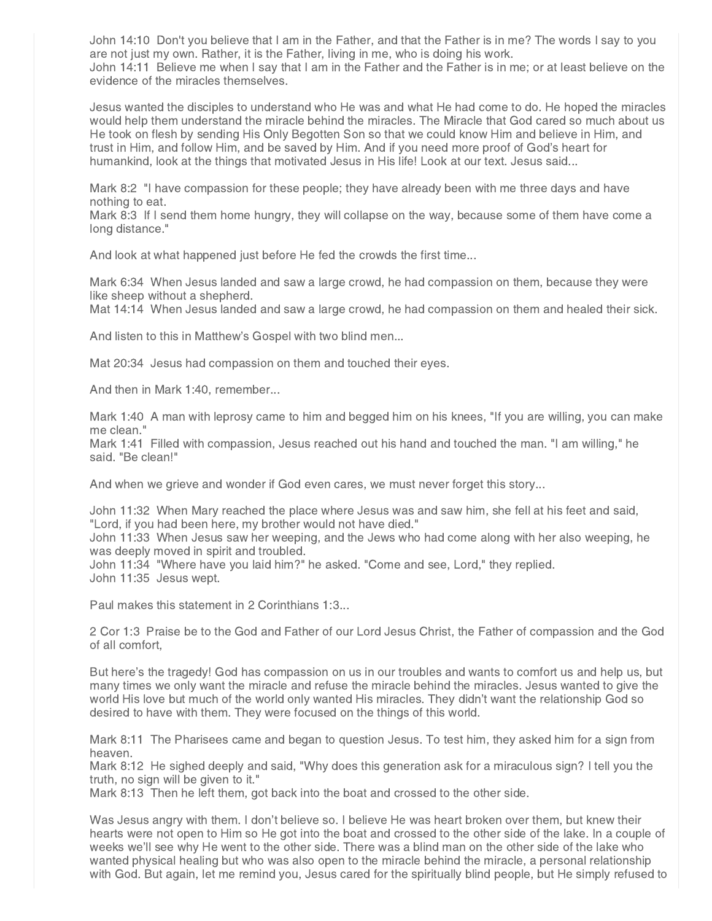John 14:10  Don't you believe that I am in the Father, and that the Father is in me? The words I say to you are not just my own. Rather, it is the Father, living in me, who is doing his work.
John 14:11  Believe me when I say that I am in the Father and the Father is in me; or at least believe on the evidence of the miracles themselves.

Jesus wanted the disciples to understand who He was and what He had come to do. He hoped the miracles would help them understand the miracle behind the miracles. The Miracle that God cared so much about us He took on flesh by sending His Only Begotten Son so that we could know Him and believe in Him, and trust in Him, and follow Him, and be saved by Him. And if you need more proof of God's heart for humankind, look at the things that motivated Jesus in His life! Look at our text. Jesus said...

Mark 8:2  "I have compassion for these people; they have already been with me three days and have nothing to eat.
Mark 8:3  If I send them home hungry, they will collapse on the way, because some of them have come a long distance."

And look at what happened just before He fed the crowds the first time...

Mark 6:34  When Jesus landed and saw a large crowd, he had compassion on them, because they were like sheep without a shepherd.
Mat 14:14  When Jesus landed and saw a large crowd, he had compassion on them and healed their sick.

And listen to this in Matthew's Gospel with two blind men...

Mat 20:34  Jesus had compassion on them and touched their eyes.

And then in Mark 1:40, remember...

Mark 1:40  A man with leprosy came to him and begged him on his knees, "If you are willing, you can make me clean."
Mark 1:41  Filled with compassion, Jesus reached out his hand and touched the man. "I am willing," he said. "Be clean!"

And when we grieve and wonder if God even cares, we must never forget this story...

John 11:32  When Mary reached the place where Jesus was and saw him, she fell at his feet and said, "Lord, if you had been here, my brother would not have died."
John 11:33  When Jesus saw her weeping, and the Jews who had come along with her also weeping, he was deeply moved in spirit and troubled.
John 11:34  "Where have you laid him?" he asked. "Come and see, Lord," they replied.
John 11:35  Jesus wept.

Paul makes this statement in 2 Corinthians 1:3...

2 Cor 1:3  Praise be to the God and Father of our Lord Jesus Christ, the Father of compassion and the God of all comfort,

But here's the tragedy! God has compassion on us in our troubles and wants to comfort us and help us, but many times we only want the miracle and refuse the miracle behind the miracles. Jesus wanted to give the world His love but much of the world only wanted His miracles. They didn't want the relationship God so desired to have with them. They were focused on the things of this world.

Mark 8:11  The Pharisees came and began to question Jesus. To test him, they asked him for a sign from heaven.
Mark 8:12  He sighed deeply and said, "Why does this generation ask for a miraculous sign? I tell you the truth, no sign will be given to it."
Mark 8:13  Then he left them, got back into the boat and crossed to the other side.

Was Jesus angry with them. I don't believe so. I believe He was heart broken over them, but knew their hearts were not open to Him so He got into the boat and crossed to the other side of the lake. In a couple of weeks we'll see why He went to the other side. There was a blind man on the other side of the lake who wanted physical healing but who was also open to the miracle behind the miracle, a personal relationship with God. But again, let me remind you, Jesus cared for the spiritually blind people, but He simply refused to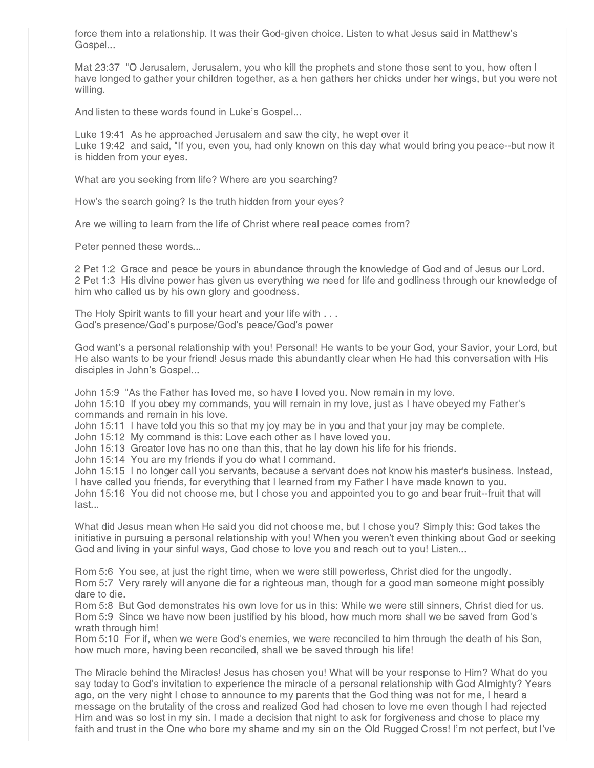force them into a relationship. It was their God-given choice. Listen to what Jesus said in Matthew's Gospel...

Mat 23:37 "O Jerusalem, Jerusalem, you who kill the prophets and stone those sent to you, how often I have longed to gather your children together, as a hen gathers her chicks under her wings, but you were not willing.

And listen to these words found in Luke's Gospel...

Luke 19:41 As he approached Jerusalem and saw the city, he wept over it
Luke 19:42 and said, "If you, even you, had only known on this day what would bring you peace--but now it is hidden from your eyes.

What are you seeking from life? Where are you searching?

How's the search going? Is the truth hidden from your eyes?

Are we willing to learn from the life of Christ where real peace comes from?

Peter penned these words...

2 Pet 1:2 Grace and peace be yours in abundance through the knowledge of God and of Jesus our Lord.
2 Pet 1:3 His divine power has given us everything we need for life and godliness through our knowledge of him who called us by his own glory and goodness.

The Holy Spirit wants to fill your heart and your life with . . .
God's presence/God's purpose/God's peace/God's power

God want's a personal relationship with you! Personal! He wants to be your God, your Savior, your Lord, but He also wants to be your friend! Jesus made this abundantly clear when He had this conversation with His disciples in John's Gospel...

John 15:9 "As the Father has loved me, so have I loved you. Now remain in my love.
John 15:10 If you obey my commands, you will remain in my love, just as I have obeyed my Father's commands and remain in his love.
John 15:11 I have told you this so that my joy may be in you and that your joy may be complete.
John 15:12 My command is this: Love each other as I have loved you.
John 15:13 Greater love has no one than this, that he lay down his life for his friends.
John 15:14 You are my friends if you do what I command.
John 15:15 I no longer call you servants, because a servant does not know his master's business. Instead, I have called you friends, for everything that I learned from my Father I have made known to you.
John 15:16 You did not choose me, but I chose you and appointed you to go and bear fruit--fruit that will last...

What did Jesus mean when He said you did not choose me, but I chose you? Simply this: God takes the initiative in pursuing a personal relationship with you! When you weren't even thinking about God or seeking God and living in your sinful ways, God chose to love you and reach out to you! Listen...

Rom 5:6 You see, at just the right time, when we were still powerless, Christ died for the ungodly.
Rom 5:7 Very rarely will anyone die for a righteous man, though for a good man someone might possibly dare to die.
Rom 5:8 But God demonstrates his own love for us in this: While we were still sinners, Christ died for us.
Rom 5:9 Since we have now been justified by his blood, how much more shall we be saved from God's wrath through him!
Rom 5:10 For if, when we were God's enemies, we were reconciled to him through the death of his Son, how much more, having been reconciled, shall we be saved through his life!

The Miracle behind the Miracles! Jesus has chosen you! What will be your response to Him? What do you say today to God's invitation to experience the miracle of a personal relationship with God Almighty? Years ago, on the very night I chose to announce to my parents that the God thing was not for me, I heard a message on the brutality of the cross and realized God had chosen to love me even though I had rejected Him and was so lost in my sin. I made a decision that night to ask for forgiveness and chose to place my faith and trust in the One who bore my shame and my sin on the Old Rugged Cross! I'm not perfect, but I've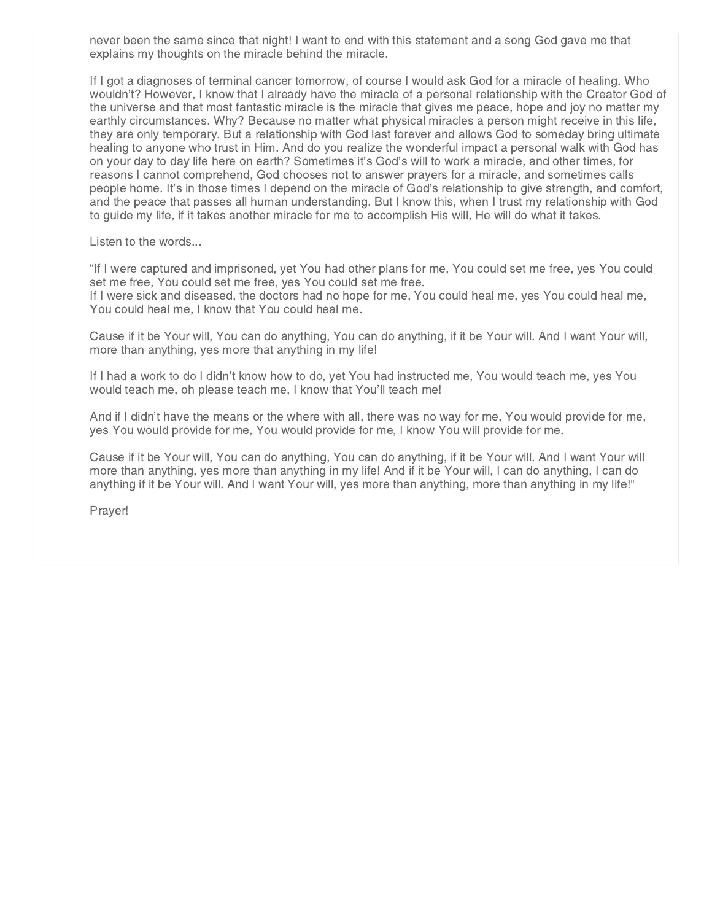never been the same since that night! I want to end with this statement and a song God gave me that explains my thoughts on the miracle behind the miracle.

If I got a diagnoses of terminal cancer tomorrow, of course I would ask God for a miracle of healing. Who wouldn't? However, I know that I already have the miracle of a personal relationship with the Creator God of the universe and that most fantastic miracle is the miracle that gives me peace, hope and joy no matter my earthly circumstances. Why? Because no matter what physical miracles a person might receive in this life, they are only temporary. But a relationship with God last forever and allows God to someday bring ultimate healing to anyone who trust in Him. And do you realize the wonderful impact a personal walk with God has on your day to day life here on earth? Sometimes it's God's will to work a miracle, and other times, for reasons I cannot comprehend, God chooses not to answer prayers for a miracle, and sometimes calls people home. It's in those times I depend on the miracle of God's relationship to give strength, and comfort, and the peace that passes all human understanding. But I know this, when I trust my relationship with God to guide my life, if it takes another miracle for me to accomplish His will, He will do what it takes.

Listen to the words...

"If I were captured and imprisoned, yet You had other plans for me, You could set me free, yes You could set me free, You could set me free, yes You could set me free.
If I were sick and diseased, the doctors had no hope for me, You could heal me, yes You could heal me, You could heal me, I know that You could heal me.

Cause if it be Your will, You can do anything, You can do anything, if it be Your will. And I want Your will, more than anything, yes more that anything in my life!

If I had a work to do I didn't know how to do, yet You had instructed me, You would teach me, yes You would teach me, oh please teach me, I know that You'll teach me!

And if I didn't have the means or the where with all, there was no way for me, You would provide for me, yes You would provide for me, You would provide for me, I know You will provide for me.

Cause if it be Your will, You can do anything, You can do anything, if it be Your will. And I want Your will more than anything, yes more than anything in my life! And if it be Your will, I can do anything, I can do anything if it be Your will. And I want Your will, yes more than anything, more than anything in my life!"

Prayer!